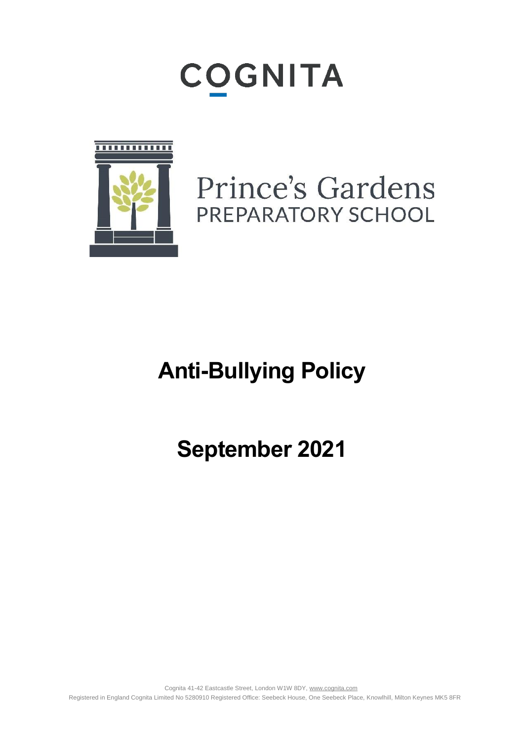COGNITA

Prince's Gardens
PREPARATORY SCHOOL

# Anti-Bullying Policy

## September 2021

Cognita 41-42 Eastcastle Street, London W1W 8DY, www.cognita.com
Registered in England Cognita Limited No 5280910 Registered Office: Seebeck House, One Seebeck Place, Knowlhill, Milton Keynes MK5 8FR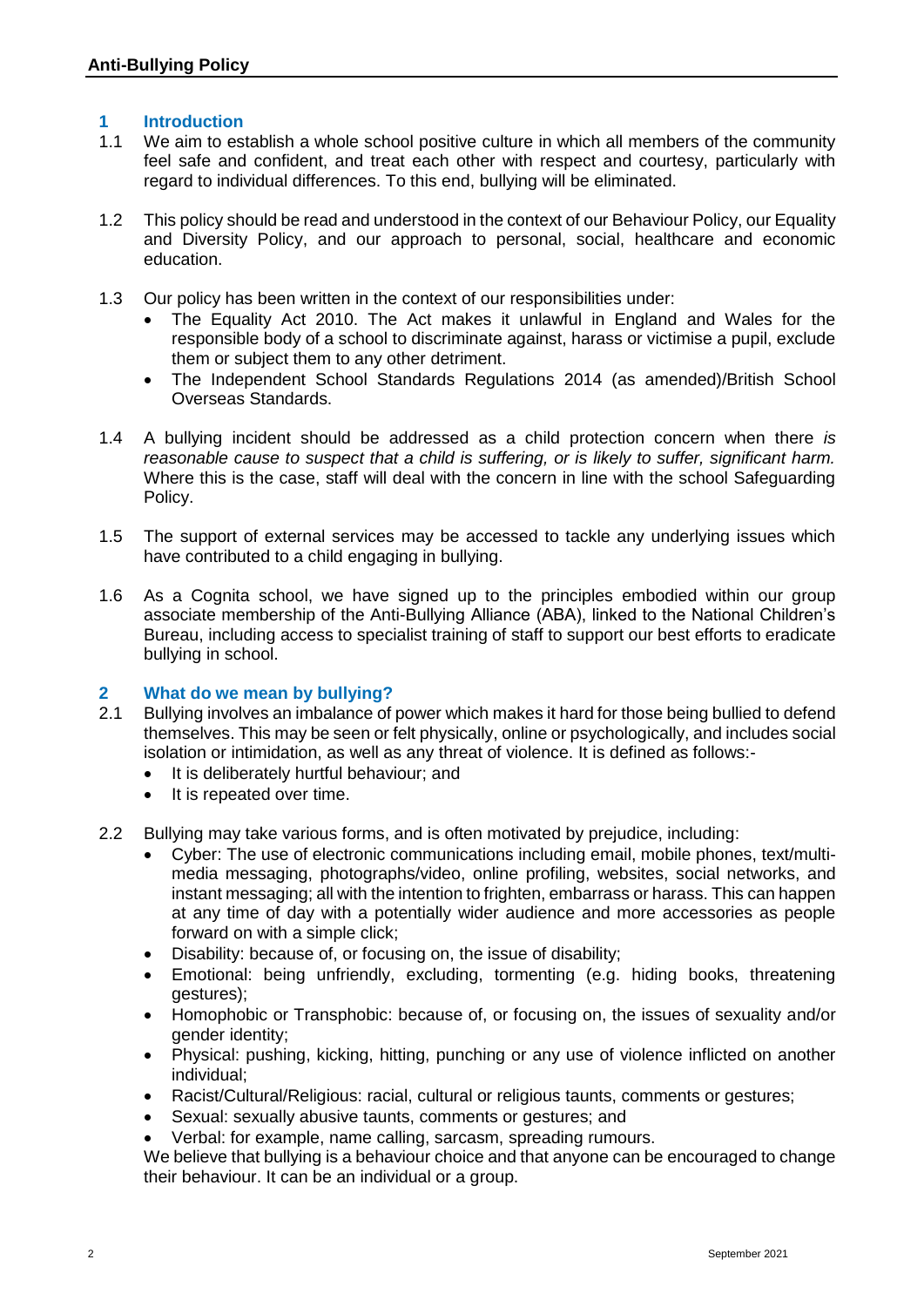## 1 Introduction

1.1 We aim to establish a whole school positive culture in which all members of the community feel safe and confident, and treat each other with respect and courtesy, particularly with regard to individual differences. To this end, bullying will be eliminated.

1.2 This policy should be read and understood in the context of our Behaviour Policy, our Equality and Diversity Policy, and our approach to personal, social, healthcare and economic education.

1.3 Our policy has been written in the context of our responsibilities under:

- The Equality Act 2010. The Act makes it unlawful in England and Wales for the responsible body of a school to discriminate against, harass or victimise a pupil, exclude them or subject them to any other detriment.
- The Independent School Standards Regulations 2014 (as amended)/British School Overseas Standards.

1.4 A bullying incident should be addressed as a child protection concern when there *is reasonable cause to suspect that a child is suffering, or is likely to suffer, significant harm.* Where this is the case, staff will deal with the concern in line with the school Safeguarding Policy.

1.5 The support of external services may be accessed to tackle any underlying issues which have contributed to a child engaging in bullying.

1.6 As a Cognita school, we have signed up to the principles embodied within our group associate membership of the Anti-Bullying Alliance (ABA), linked to the National Children's Bureau, including access to specialist training of staff to support our best efforts to eradicate bullying in school.

## 2 What do we mean by bullying?

2.1 Bullying involves an imbalance of power which makes it hard for those being bullied to defend themselves. This may be seen or felt physically, online or psychologically, and includes social isolation or intimidation, as well as any threat of violence. It is defined as follows:-

- It is deliberately hurtful behaviour; and
- It is repeated over time.

2.2 Bullying may take various forms, and is often motivated by prejudice, including:

- Cyber: The use of electronic communications including email, mobile phones, text/multi-media messaging, photographs/video, online profiling, websites, social networks, and instant messaging; all with the intention to frighten, embarrass or harass. This can happen at any time of day with a potentially wider audience and more accessories as people forward on with a simple click;
- Disability: because of, or focusing on, the issue of disability;
- Emotional: being unfriendly, excluding, tormenting (e.g. hiding books, threatening gestures);
- Homophobic or Transphobic: because of, or focusing on, the issues of sexuality and/or gender identity;
- Physical: pushing, kicking, hitting, punching or any use of violence inflicted on another individual;
- Racist/Cultural/Religious: racial, cultural or religious taunts, comments or gestures;
- Sexual: sexually abusive taunts, comments or gestures; and
- Verbal: for example, name calling, sarcasm, spreading rumours.

We believe that bullying is a behaviour choice and that anyone can be encouraged to change their behaviour. It can be an individual or a group.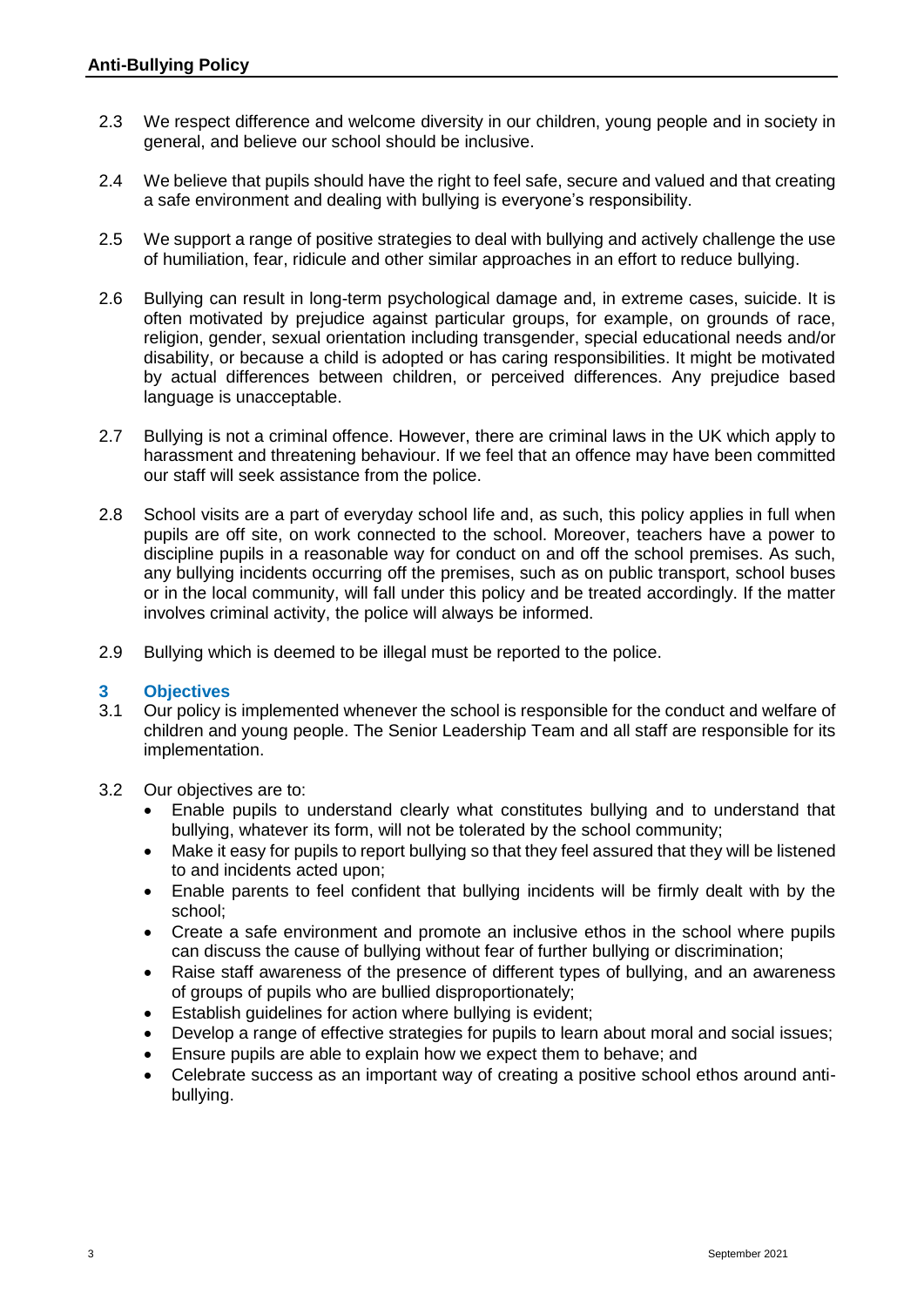2.3 We respect difference and welcome diversity in our children, young people and in society in general, and believe our school should be inclusive.

2.4 We believe that pupils should have the right to feel safe, secure and valued and that creating a safe environment and dealing with bullying is everyone's responsibility.

2.5 We support a range of positive strategies to deal with bullying and actively challenge the use of humiliation, fear, ridicule and other similar approaches in an effort to reduce bullying.

2.6 Bullying can result in long-term psychological damage and, in extreme cases, suicide. It is often motivated by prejudice against particular groups, for example, on grounds of race, religion, gender, sexual orientation including transgender, special educational needs and/or disability, or because a child is adopted or has caring responsibilities. It might be motivated by actual differences between children, or perceived differences. Any prejudice based language is unacceptable.

2.7 Bullying is not a criminal offence. However, there are criminal laws in the UK which apply to harassment and threatening behaviour. If we feel that an offence may have been committed our staff will seek assistance from the police.

2.8 School visits are a part of everyday school life and, as such, this policy applies in full when pupils are off site, on work connected to the school. Moreover, teachers have a power to discipline pupils in a reasonable way for conduct on and off the school premises. As such, any bullying incidents occurring off the premises, such as on public transport, school buses or in the local community, will fall under this policy and be treated accordingly. If the matter involves criminal activity, the police will always be informed.

2.9 Bullying which is deemed to be illegal must be reported to the police.

## 3 Objectives

3.1 Our policy is implemented whenever the school is responsible for the conduct and welfare of children and young people. The Senior Leadership Team and all staff are responsible for its implementation.

3.2 Our objectives are to:

- Enable pupils to understand clearly what constitutes bullying and to understand that bullying, whatever its form, will not be tolerated by the school community;
- Make it easy for pupils to report bullying so that they feel assured that they will be listened to and incidents acted upon;
- Enable parents to feel confident that bullying incidents will be firmly dealt with by the school;
- Create a safe environment and promote an inclusive ethos in the school where pupils can discuss the cause of bullying without fear of further bullying or discrimination;
- Raise staff awareness of the presence of different types of bullying, and an awareness of groups of pupils who are bullied disproportionately;
- Establish guidelines for action where bullying is evident;
- Develop a range of effective strategies for pupils to learn about moral and social issues;
- Ensure pupils are able to explain how we expect them to behave; and
- Celebrate success as an important way of creating a positive school ethos around anti-bullying.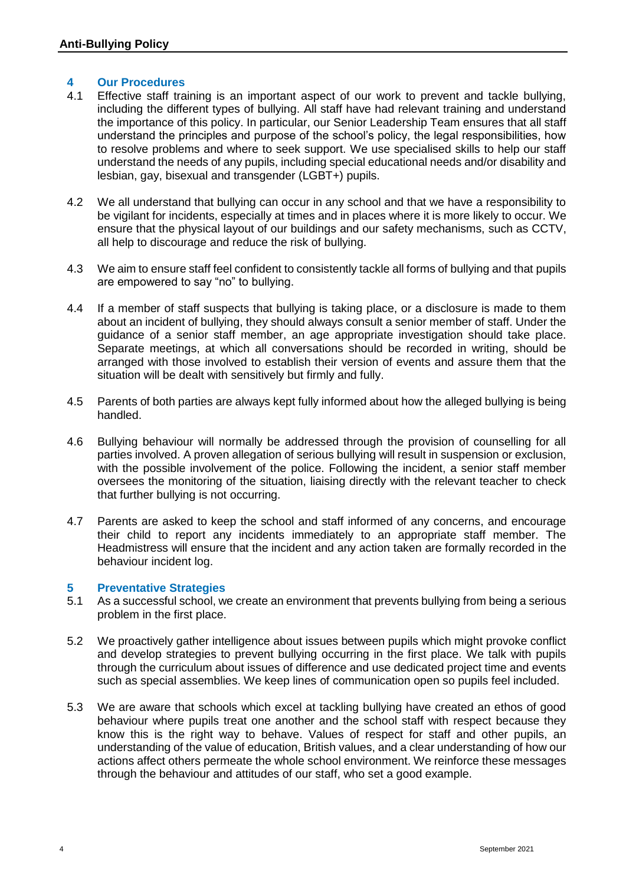## 4 Our Procedures

4.1 Effective staff training is an important aspect of our work to prevent and tackle bullying, including the different types of bullying. All staff have had relevant training and understand the importance of this policy. In particular, our Senior Leadership Team ensures that all staff understand the principles and purpose of the school's policy, the legal responsibilities, how to resolve problems and where to seek support. We use specialised skills to help our staff understand the needs of any pupils, including special educational needs and/or disability and lesbian, gay, bisexual and transgender (LGBT+) pupils.

4.2 We all understand that bullying can occur in any school and that we have a responsibility to be vigilant for incidents, especially at times and in places where it is more likely to occur. We ensure that the physical layout of our buildings and our safety mechanisms, such as CCTV, all help to discourage and reduce the risk of bullying.

4.3 We aim to ensure staff feel confident to consistently tackle all forms of bullying and that pupils are empowered to say "no" to bullying.

4.4 If a member of staff suspects that bullying is taking place, or a disclosure is made to them about an incident of bullying, they should always consult a senior member of staff. Under the guidance of a senior staff member, an age appropriate investigation should take place. Separate meetings, at which all conversations should be recorded in writing, should be arranged with those involved to establish their version of events and assure them that the situation will be dealt with sensitively but firmly and fully.

4.5 Parents of both parties are always kept fully informed about how the alleged bullying is being handled.

4.6 Bullying behaviour will normally be addressed through the provision of counselling for all parties involved. A proven allegation of serious bullying will result in suspension or exclusion, with the possible involvement of the police. Following the incident, a senior staff member oversees the monitoring of the situation, liaising directly with the relevant teacher to check that further bullying is not occurring.

4.7 Parents are asked to keep the school and staff informed of any concerns, and encourage their child to report any incidents immediately to an appropriate staff member. The Headmistress will ensure that the incident and any action taken are formally recorded in the behaviour incident log.

## 5 Preventative Strategies

5.1 As a successful school, we create an environment that prevents bullying from being a serious problem in the first place.

5.2 We proactively gather intelligence about issues between pupils which might provoke conflict and develop strategies to prevent bullying occurring in the first place. We talk with pupils through the curriculum about issues of difference and use dedicated project time and events such as special assemblies. We keep lines of communication open so pupils feel included.

5.3 We are aware that schools which excel at tackling bullying have created an ethos of good behaviour where pupils treat one another and the school staff with respect because they know this is the right way to behave. Values of respect for staff and other pupils, an understanding of the value of education, British values, and a clear understanding of how our actions affect others permeate the whole school environment. We reinforce these messages through the behaviour and attitudes of our staff, who set a good example.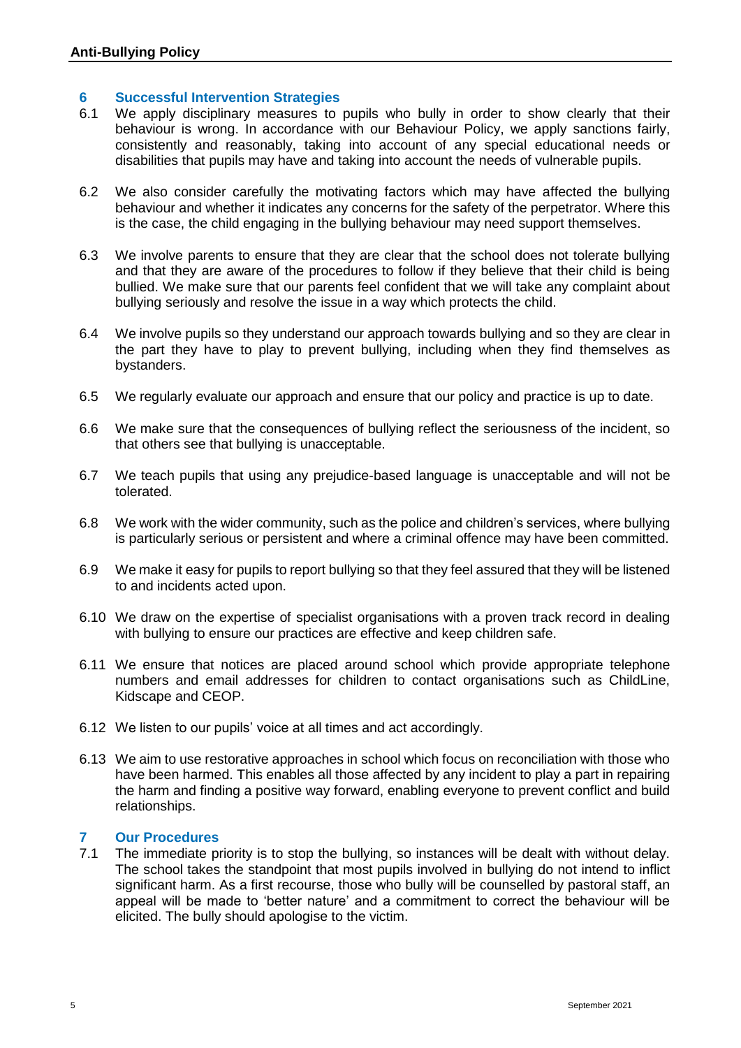## 6 Successful Intervention Strategies

6.1 We apply disciplinary measures to pupils who bully in order to show clearly that their behaviour is wrong. In accordance with our Behaviour Policy, we apply sanctions fairly, consistently and reasonably, taking into account of any special educational needs or disabilities that pupils may have and taking into account the needs of vulnerable pupils.

6.2 We also consider carefully the motivating factors which may have affected the bullying behaviour and whether it indicates any concerns for the safety of the perpetrator. Where this is the case, the child engaging in the bullying behaviour may need support themselves.

6.3 We involve parents to ensure that they are clear that the school does not tolerate bullying and that they are aware of the procedures to follow if they believe that their child is being bullied. We make sure that our parents feel confident that we will take any complaint about bullying seriously and resolve the issue in a way which protects the child.

6.4 We involve pupils so they understand our approach towards bullying and so they are clear in the part they have to play to prevent bullying, including when they find themselves as bystanders.

6.5 We regularly evaluate our approach and ensure that our policy and practice is up to date.

6.6 We make sure that the consequences of bullying reflect the seriousness of the incident, so that others see that bullying is unacceptable.

6.7 We teach pupils that using any prejudice-based language is unacceptable and will not be tolerated.

6.8 We work with the wider community, such as the police and children's services, where bullying is particularly serious or persistent and where a criminal offence may have been committed.

6.9 We make it easy for pupils to report bullying so that they feel assured that they will be listened to and incidents acted upon.

6.10 We draw on the expertise of specialist organisations with a proven track record in dealing with bullying to ensure our practices are effective and keep children safe.

6.11 We ensure that notices are placed around school which provide appropriate telephone numbers and email addresses for children to contact organisations such as ChildLine, Kidscape and CEOP.

6.12 We listen to our pupils' voice at all times and act accordingly.

6.13 We aim to use restorative approaches in school which focus on reconciliation with those who have been harmed. This enables all those affected by any incident to play a part in repairing the harm and finding a positive way forward, enabling everyone to prevent conflict and build relationships.

## 7 Our Procedures

7.1 The immediate priority is to stop the bullying, so instances will be dealt with without delay. The school takes the standpoint that most pupils involved in bullying do not intend to inflict significant harm. As a first recourse, those who bully will be counselled by pastoral staff, an appeal will be made to 'better nature' and a commitment to correct the behaviour will be elicited. The bully should apologise to the victim.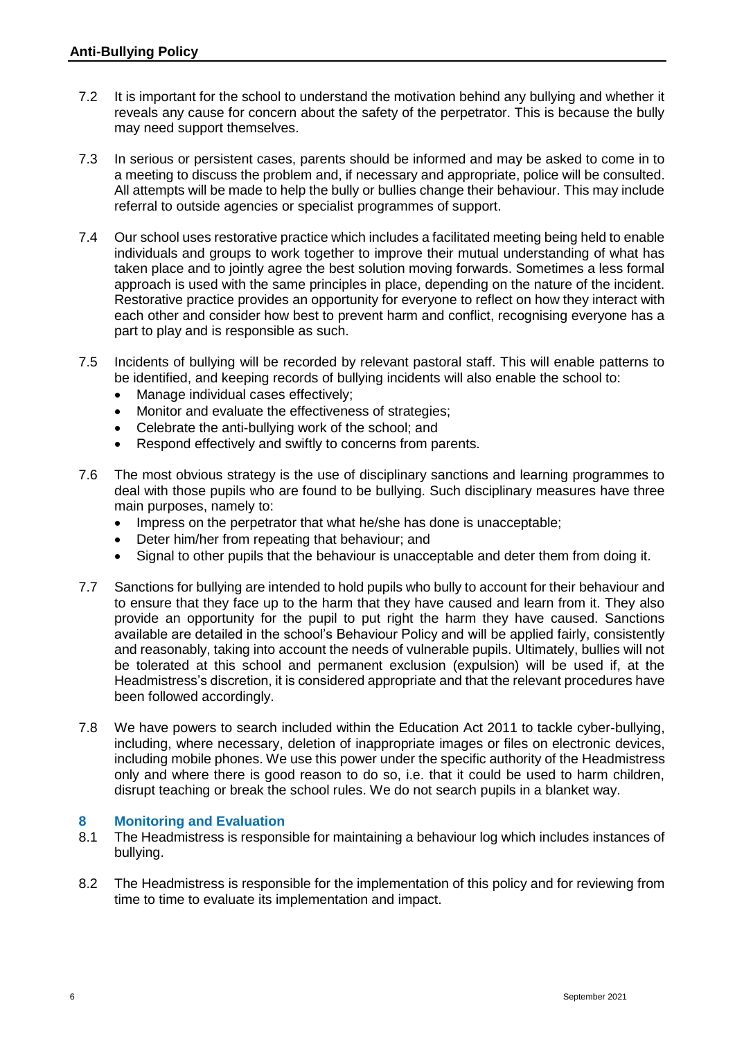7.2 It is important for the school to understand the motivation behind any bullying and whether it reveals any cause for concern about the safety of the perpetrator. This is because the bully may need support themselves.

7.3 In serious or persistent cases, parents should be informed and may be asked to come in to a meeting to discuss the problem and, if necessary and appropriate, police will be consulted. All attempts will be made to help the bully or bullies change their behaviour. This may include referral to outside agencies or specialist programmes of support.

7.4 Our school uses restorative practice which includes a facilitated meeting being held to enable individuals and groups to work together to improve their mutual understanding of what has taken place and to jointly agree the best solution moving forwards. Sometimes a less formal approach is used with the same principles in place, depending on the nature of the incident. Restorative practice provides an opportunity for everyone to reflect on how they interact with each other and consider how best to prevent harm and conflict, recognising everyone has a part to play and is responsible as such.

7.5 Incidents of bullying will be recorded by relevant pastoral staff. This will enable patterns to be identified, and keeping records of bullying incidents will also enable the school to:

- Manage individual cases effectively;
- Monitor and evaluate the effectiveness of strategies;
- Celebrate the anti-bullying work of the school; and
- Respond effectively and swiftly to concerns from parents.

7.6 The most obvious strategy is the use of disciplinary sanctions and learning programmes to deal with those pupils who are found to be bullying. Such disciplinary measures have three main purposes, namely to:

- Impress on the perpetrator that what he/she has done is unacceptable;
- Deter him/her from repeating that behaviour; and
- Signal to other pupils that the behaviour is unacceptable and deter them from doing it.

7.7 Sanctions for bullying are intended to hold pupils who bully to account for their behaviour and to ensure that they face up to the harm that they have caused and learn from it. They also provide an opportunity for the pupil to put right the harm they have caused. Sanctions available are detailed in the school's Behaviour Policy and will be applied fairly, consistently and reasonably, taking into account the needs of vulnerable pupils. Ultimately, bullies will not be tolerated at this school and permanent exclusion (expulsion) will be used if, at the Headmistress's discretion, it is considered appropriate and that the relevant procedures have been followed accordingly.

7.8 We have powers to search included within the Education Act 2011 to tackle cyber-bullying, including, where necessary, deletion of inappropriate images or files on electronic devices, including mobile phones. We use this power under the specific authority of the Headmistress only and where there is good reason to do so, i.e. that it could be used to harm children, disrupt teaching or break the school rules. We do not search pupils in a blanket way.

## 8 Monitoring and Evaluation

8.1 The Headmistress is responsible for maintaining a behaviour log which includes instances of bullying.

8.2 The Headmistress is responsible for the implementation of this policy and for reviewing from time to time to evaluate its implementation and impact.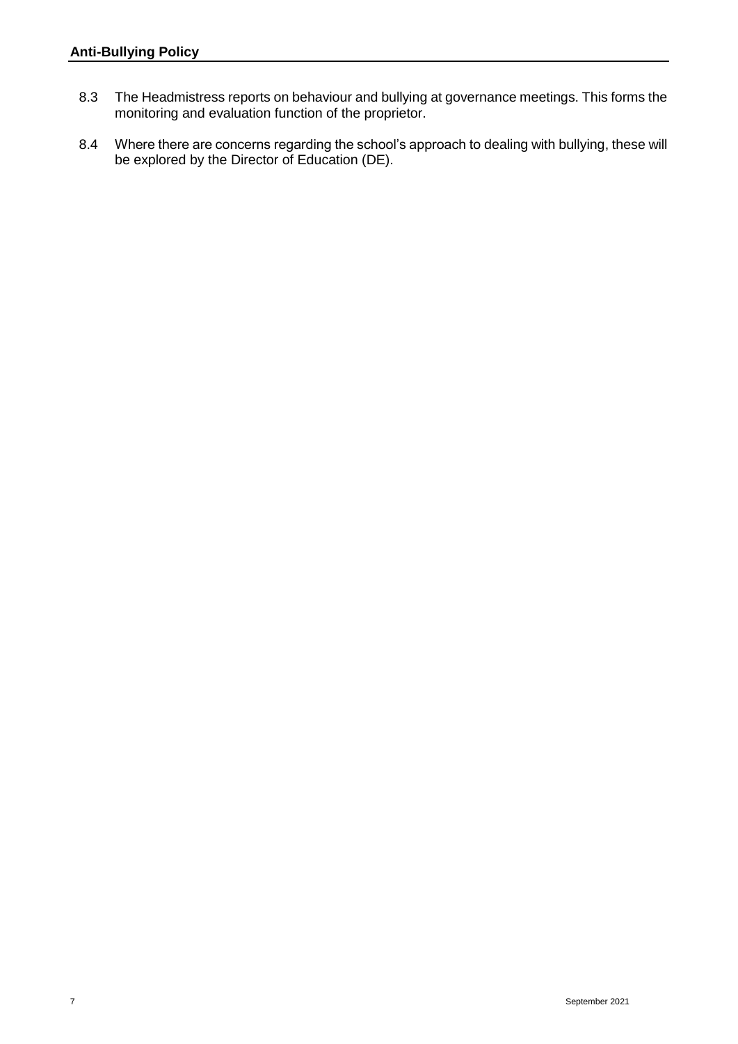8.3 The Headmistress reports on behaviour and bullying at governance meetings. This forms the monitoring and evaluation function of the proprietor.

8.4 Where there are concerns regarding the school's approach to dealing with bullying, these will be explored by the Director of Education (DE).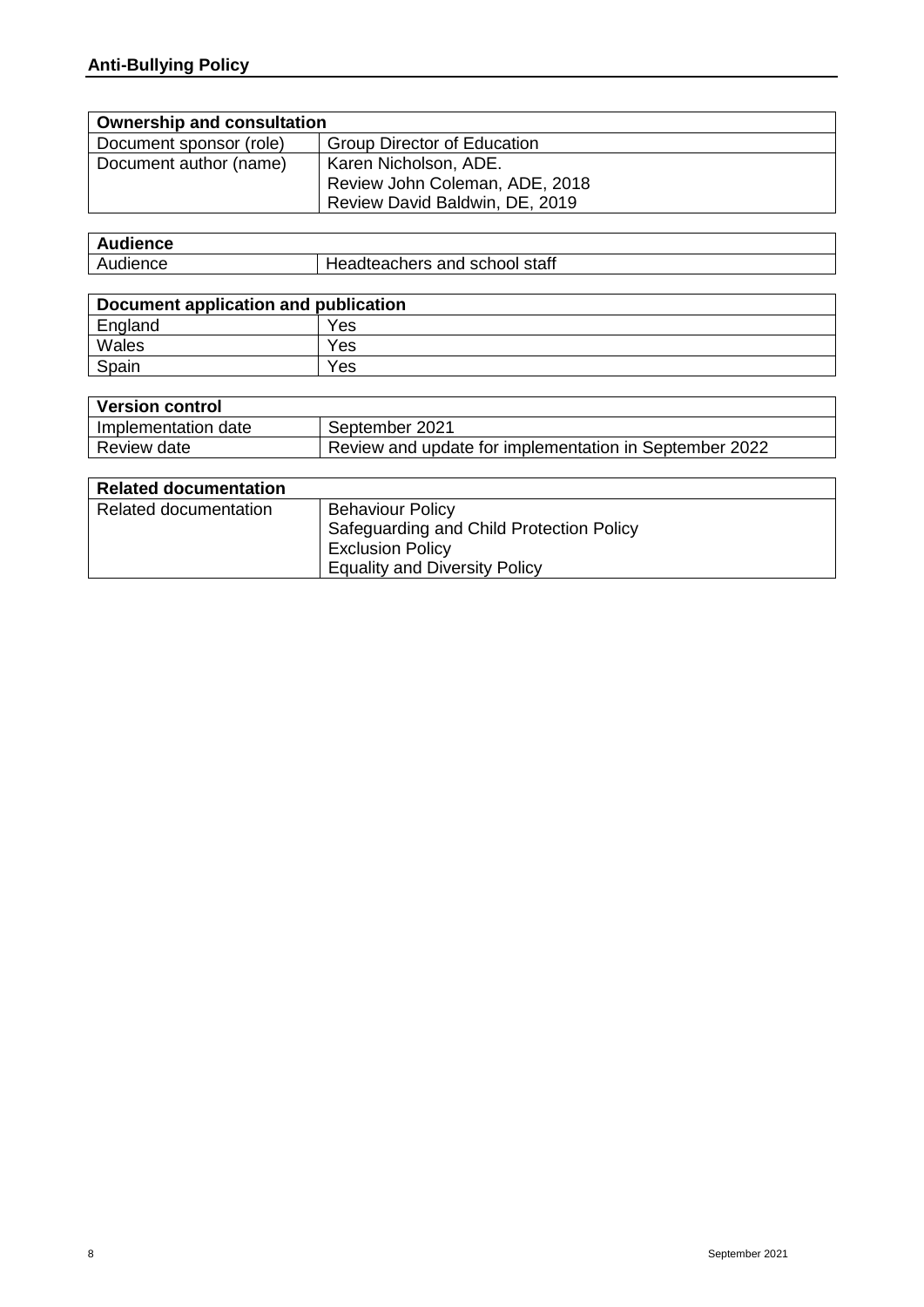| Ownership and consultation | |
| --- | --- |
| Document sponsor (role) | Group Director of Education |
| Document author (name) | Karen Nicholson, ADE.<br>Review John Coleman, ADE, 2018<br>Review David Baldwin, DE, 2019 |

| Audience | |
| --- | --- |
| Audience | Headteachers and school staff |

| Document application and publication | |
| --- | --- |
| England | Yes |
| Wales | Yes |
| Spain | Yes |

| Version control | |
| --- | --- |
| Implementation date | September 2021 |
| Review date | Review and update for implementation in September 2022 |

| Related documentation | |
| --- | --- |
| Related documentation | Behaviour Policy<br>Safeguarding and Child Protection Policy<br>Exclusion Policy<br>Equality and Diversity Policy |